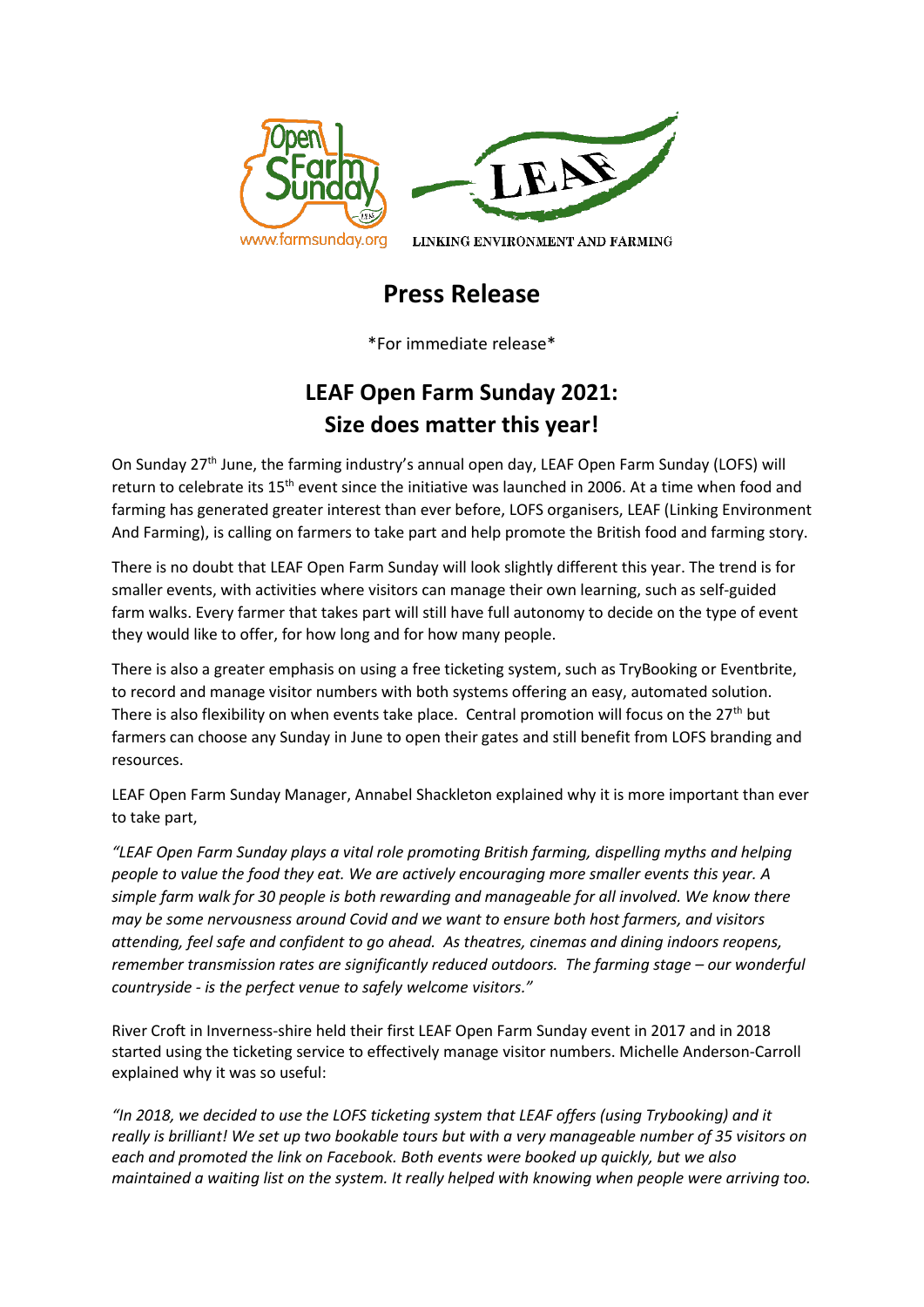www.farmsunday.org

LINKING ENVIRONMENT AND FARMING

# Press Release

*For immediate release*

## LEAF Open Farm Sunday 2021: Size does matter this year!

On Sunday 27th June, the farming industry's annual open day, LEAF Open Farm Sunday (LOFS) will return to celebrate its 15th event since the initiative was launched in 2006. At a time when food and farming has generated greater interest than ever before, LOFS organisers, LEAF (Linking Environment And Farming), is calling on farmers to take part and help promote the British food and farming story.

There is no doubt that LEAF Open Farm Sunday will look slightly different this year. The trend is for smaller events, with activities where visitors can manage their own learning, such as self-guided farm walks. Every farmer that takes part will still have full autonomy to decide on the type of event they would like to offer, for how long and for how many people.

There is also a greater emphasis on using a free ticketing system, such as TryBooking or Eventbrite, to record and manage visitor numbers with both systems offering an easy, automated solution. There is also flexibility on when events take place. Central promotion will focus on the 27th but farmers can choose any Sunday in June to open their gates and still benefit from LOFS branding and resources.

LEAF Open Farm Sunday Manager, Annabel Shackleton explained why it is more important than ever to take part,

*"LEAF Open Farm Sunday plays a vital role promoting British farming, dispelling myths and helping people to value the food they eat. We are actively encouraging more smaller events this year. A simple farm walk for 30 people is both rewarding and manageable for all involved. We know there may be some nervousness around Covid and we want to ensure both host farmers, and visitors attending, feel safe and confident to go ahead. As theatres, cinemas and dining indoors reopens, remember transmission rates are significantly reduced outdoors. The farming stage – our wonderful countryside - is the perfect venue to safely welcome visitors."*

River Croft in Inverness-shire held their first LEAF Open Farm Sunday event in 2017 and in 2018 started using the ticketing service to effectively manage visitor numbers. Michelle Anderson-Carroll explained why it was so useful:

*"In 2018, we decided to use the LOFS ticketing system that LEAF offers (using Trybooking) and it really is brilliant! We set up two bookable tours but with a very manageable number of 35 visitors on each and promoted the link on Facebook. Both events were booked up quickly, but we also maintained a waiting list on the system. It really helped with knowing when people were arriving too.*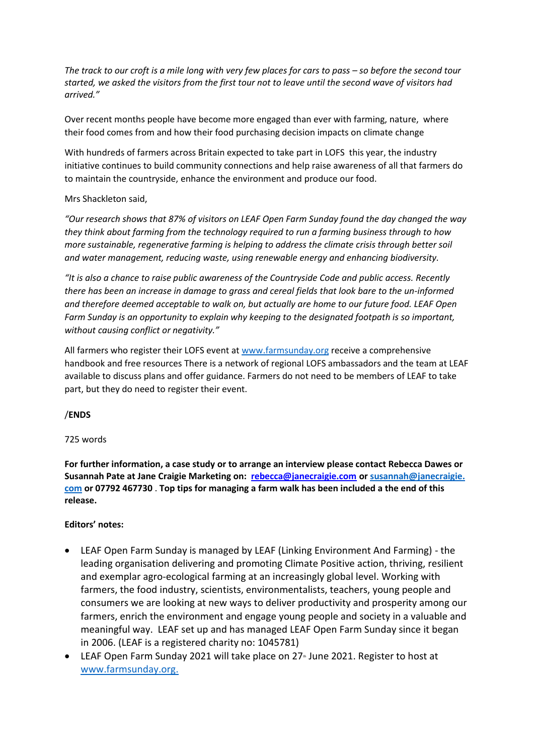*The track to our croft is a mile long with very few places for cars to pass – so before the second tour started, we asked the visitors from the first tour not to leave until the second wave of visitors had arrived."*

Over recent months people have become more engaged than ever with farming, nature, where their food comes from and how their food purchasing decision impacts on climate change

With hundreds of farmers across Britain expected to take part in LOFS this year, the industry initiative continues to build community connections and help raise awareness of all that farmers do to maintain the countryside, enhance the environment and produce our food.

Mrs Shackleton said,

*"Our research shows that 87% of visitors on LEAF Open Farm Sunday found the day changed the way they think about farming from the technology required to run a farming business through to how more sustainable, regenerative farming is helping to address the climate crisis through better soil and water management, reducing waste, using renewable energy and enhancing biodiversity.*

*"It is also a chance to raise public awareness of the Countryside Code and public access. Recently there has been an increase in damage to grass and cereal fields that look bare to the un-informed and therefore deemed acceptable to walk on, but actually are home to our future food. LEAF Open Farm Sunday is an opportunity to explain why keeping to the designated footpath is so important, without causing conflict or negativity."*

All farmers who register their LOFS event at [www.farmsunday.org](www.farmsunday.org) receive a comprehensive handbook and free resources There is a network of regional LOFS ambassadors and the team at LEAF available to discuss plans and offer guidance. Farmers do not need to be members of LEAF to take part, but they do need to register their event.

/**ENDS**

725 words

**For further information, a case study or to arrange an interview please contact Rebecca Dawes or Susannah Pate at Jane Craigie Marketing on: [rebecca@janecraigie.com](mailto:rebecca@janecraigie.com) or [susannah@janecraigie.com](mailto:susannah@janecraigie.com) or 07792 467730 . Top tips for managing a farm walk has been included a the end of this release.**

**Editors' notes:**

- LEAF Open Farm Sunday is managed by LEAF (Linking Environment And Farming) - the leading organisation delivering and promoting Climate Positive action, thriving, resilient and exemplar agro-ecological farming at an increasingly global level. Working with farmers, the food industry, scientists, environmentalists, teachers, young people and consumers we are looking at new ways to deliver productivity and prosperity among our farmers, enrich the environment and engage young people and society in a valuable and meaningful way. LEAF set up and has managed LEAF Open Farm Sunday since it began in 2006. (LEAF is a registered charity no: 1045781)
- LEAF Open Farm Sunday 2021 will take place on 27th June 2021. Register to host at [www.farmsunday.org.](www.farmsunday.org)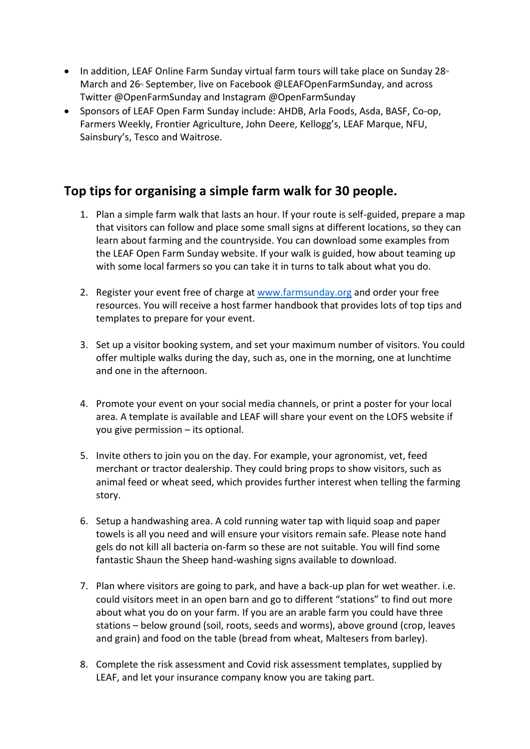- In addition, LEAF Online Farm Sunday virtual farm tours will take place on Sunday 28th March and 26th September, live on Facebook @LEAFOpenFarmSunday, and across Twitter @OpenFarmSunday and Instagram @OpenFarmSunday
- Sponsors of LEAF Open Farm Sunday include: AHDB, Arla Foods, Asda, BASF, Co-op, Farmers Weekly, Frontier Agriculture, John Deere, Kellogg's, LEAF Marque, NFU, Sainsbury's, Tesco and Waitrose.

## Top tips for organising a simple farm walk for 30 people.

1. Plan a simple farm walk that lasts an hour. If your route is self-guided, prepare a map that visitors can follow and place some small signs at different locations, so they can learn about farming and the countryside. You can download some examples from the LEAF Open Farm Sunday website. If your walk is guided, how about teaming up with some local farmers so you can take it in turns to talk about what you do.

2. Register your event free of charge at [www.farmsunday.org](http://www.farmsunday.org) and order your free resources. You will receive a host farmer handbook that provides lots of top tips and templates to prepare for your event.

3. Set up a visitor booking system, and set your maximum number of visitors. You could offer multiple walks during the day, such as, one in the morning, one at lunchtime and one in the afternoon.

4. Promote your event on your social media channels, or print a poster for your local area. A template is available and LEAF will share your event on the LOFS website if you give permission – its optional.

5. Invite others to join you on the day. For example, your agronomist, vet, feed merchant or tractor dealership. They could bring props to show visitors, such as animal feed or wheat seed, which provides further interest when telling the farming story.

6. Setup a handwashing area. A cold running water tap with liquid soap and paper towels is all you need and will ensure your visitors remain safe. Please note hand gels do not kill all bacteria on-farm so these are not suitable. You will find some fantastic Shaun the Sheep hand-washing signs available to download.

7. Plan where visitors are going to park, and have a back-up plan for wet weather. i.e. could visitors meet in an open barn and go to different "stations" to find out more about what you do on your farm. If you are an arable farm you could have three stations – below ground (soil, roots, seeds and worms), above ground (crop, leaves and grain) and food on the table (bread from wheat, Maltesers from barley).

8. Complete the risk assessment and Covid risk assessment templates, supplied by LEAF, and let your insurance company know you are taking part.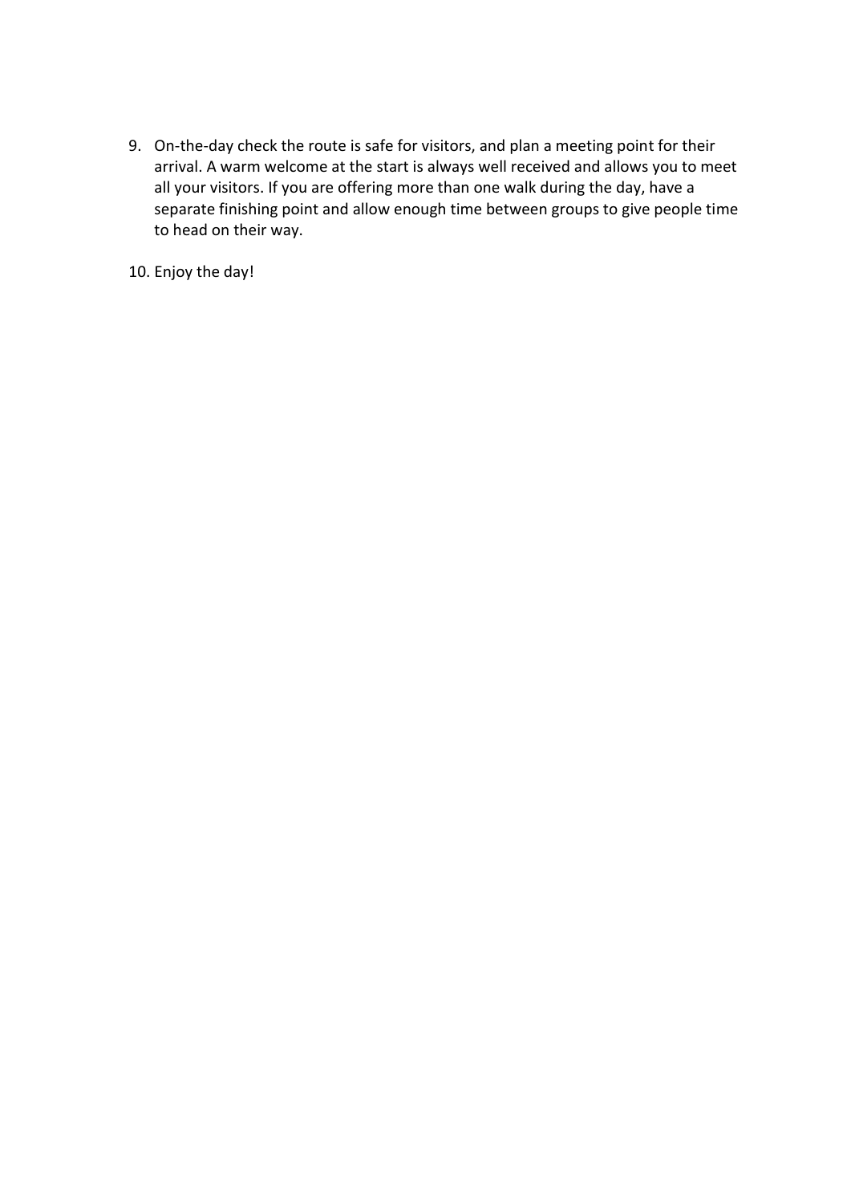9. On-the-day check the route is safe for visitors, and plan a meeting point for their arrival. A warm welcome at the start is always well received and allows you to meet all your visitors. If you are offering more than one walk during the day, have a separate finishing point and allow enough time between groups to give people time to head on their way.

10. Enjoy the day!